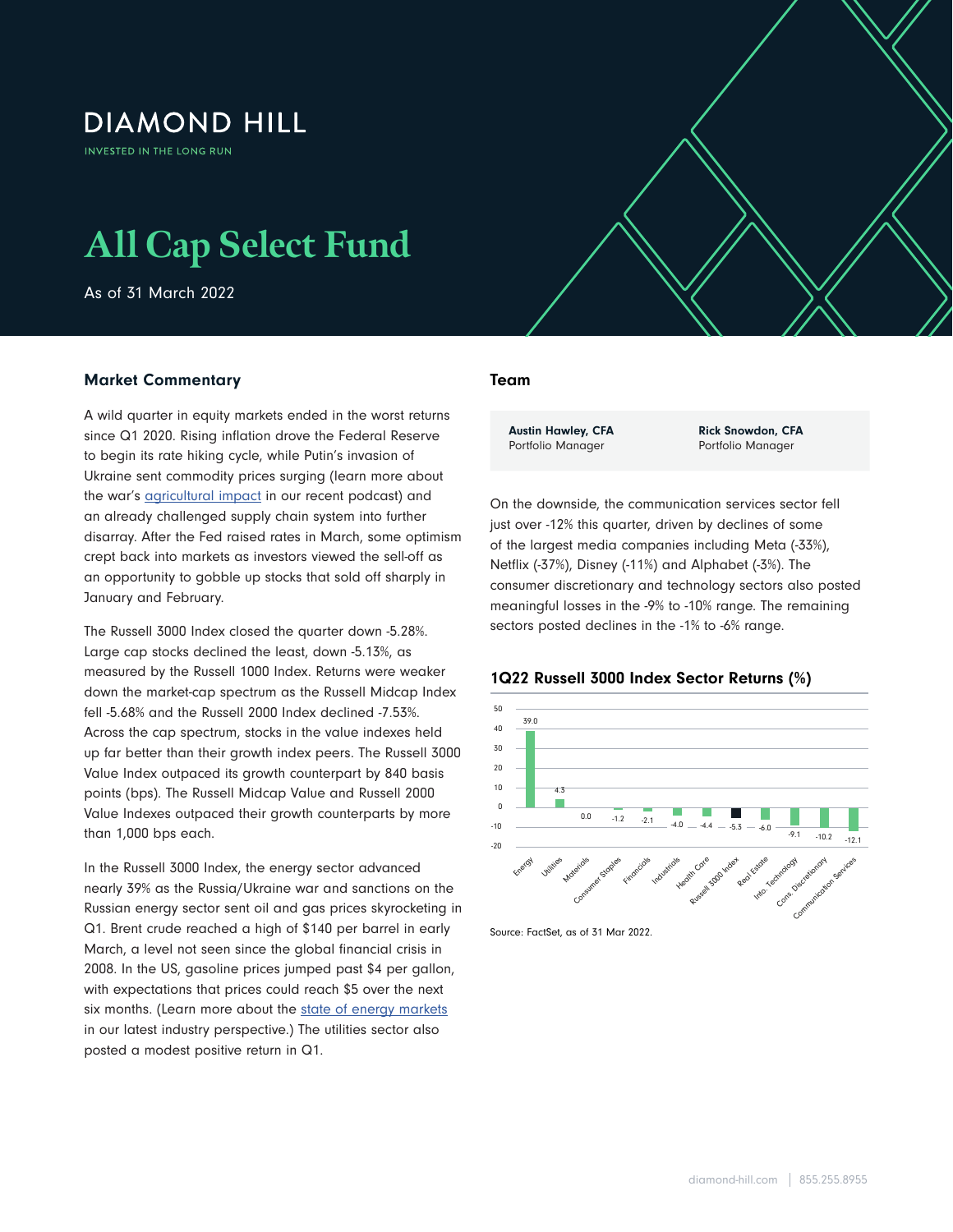DIAMOND HILL

INVESTED IN THE LONG RUN

# All Cap Select Fund

As of 31 March 2022

## Market Commentary

A wild quarter in equity markets ended in the worst returns since Q1 2020. Rising inflation drove the Federal Reserve to begin its rate hiking cycle, while Putin's invasion of Ukraine sent commodity prices surging (learn more about the war's agricultural impact in our recent podcast) and an already challenged supply chain system into further disarray. After the Fed raised rates in March, some optimism crept back into markets as investors viewed the sell-off as an opportunity to gobble up stocks that sold off sharply in January and February.

The Russell 3000 Index closed the quarter down -5.28%. Large cap stocks declined the least, down -5.13%, as measured by the Russell 1000 Index. Returns were weaker down the market-cap spectrum as the Russell Midcap Index fell -5.68% and the Russell 2000 Index declined -7.53%. Across the cap spectrum, stocks in the value indexes held up far better than their growth index peers. The Russell 3000 Value Index outpaced its growth counterpart by 840 basis points (bps). The Russell Midcap Value and Russell 2000 Value Indexes outpaced their growth counterparts by more than 1,000 bps each.

In the Russell 3000 Index, the energy sector advanced nearly 39% as the Russia/Ukraine war and sanctions on the Russian energy sector sent oil and gas prices skyrocketing in Q1. Brent crude reached a high of $140 per barrel in early March, a level not seen since the global financial crisis in 2008. In the US, gasoline prices jumped past $4 per gallon, with expectations that prices could reach $5 over the next six months. (Learn more about the state of energy markets in our latest industry perspective.) The utilities sector also posted a modest positive return in Q1.

## Team

| Austin Hawley, CFA | Rick Snowdon, CFA |
|---|---|
| Portfolio Manager | Portfolio Manager |

On the downside, the communication services sector fell just over -12% this quarter, driven by declines of some of the largest media companies including Meta (-33%), Netflix (-37%), Disney (-11%) and Alphabet (-3%). The consumer discretionary and technology sectors also posted meaningful losses in the -9% to -10% range. The remaining sectors posted declines in the -1% to -6% range.

### 1Q22 Russell 3000 Index Sector Returns (%)

| Sector | Return (%) |
|---|---|
| Energy | 39.0 |
| Utilities | 4.3 |
| Materials | 0.0 |
| Consumer Staples | -1.2 |
| Financials | -2.1 |
| Industrials | -4.0 |
| Health Care | -4.4 |
| Russell 3000 Index | -5.3 |
| Real Estate | -6.0 |
| Info. Technology | -9.1 |
| Cons. Discretionary | -10.2 |
| Communication Services | -12.1 |

Source: FactSet, as of 31 Mar 2022.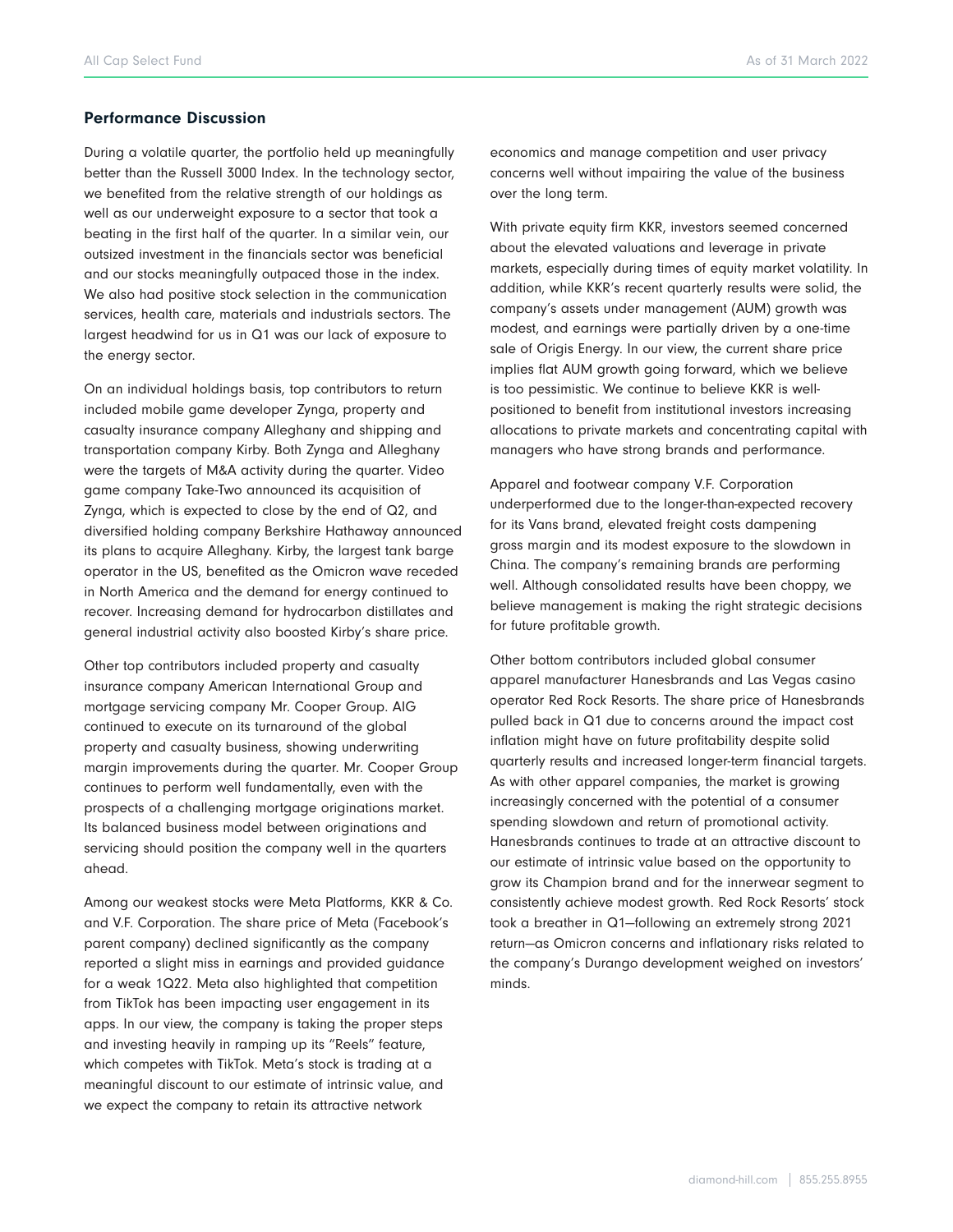## Performance Discussion

During a volatile quarter, the portfolio held up meaningfully better than the Russell 3000 Index. In the technology sector, we benefited from the relative strength of our holdings as well as our underweight exposure to a sector that took a beating in the first half of the quarter. In a similar vein, our outsized investment in the financials sector was beneficial and our stocks meaningfully outpaced those in the index. We also had positive stock selection in the communication services, health care, materials and industrials sectors. The largest headwind for us in Q1 was our lack of exposure to the energy sector.

On an individual holdings basis, top contributors to return included mobile game developer Zynga, property and casualty insurance company Alleghany and shipping and transportation company Kirby. Both Zynga and Alleghany were the targets of M&A activity during the quarter. Video game company Take-Two announced its acquisition of Zynga, which is expected to close by the end of Q2, and diversified holding company Berkshire Hathaway announced its plans to acquire Alleghany. Kirby, the largest tank barge operator in the US, benefited as the Omicron wave receded in North America and the demand for energy continued to recover. Increasing demand for hydrocarbon distillates and general industrial activity also boosted Kirby's share price.

Other top contributors included property and casualty insurance company American International Group and mortgage servicing company Mr. Cooper Group. AIG continued to execute on its turnaround of the global property and casualty business, showing underwriting margin improvements during the quarter. Mr. Cooper Group continues to perform well fundamentally, even with the prospects of a challenging mortgage originations market. Its balanced business model between originations and servicing should position the company well in the quarters ahead.

Among our weakest stocks were Meta Platforms, KKR & Co. and V.F. Corporation. The share price of Meta (Facebook's parent company) declined significantly as the company reported a slight miss in earnings and provided guidance for a weak 1Q22. Meta also highlighted that competition from TikTok has been impacting user engagement in its apps. In our view, the company is taking the proper steps and investing heavily in ramping up its "Reels" feature, which competes with TikTok. Meta's stock is trading at a meaningful discount to our estimate of intrinsic value, and we expect the company to retain its attractive network economics and manage competition and user privacy concerns well without impairing the value of the business over the long term.

With private equity firm KKR, investors seemed concerned about the elevated valuations and leverage in private markets, especially during times of equity market volatility. In addition, while KKR's recent quarterly results were solid, the company's assets under management (AUM) growth was modest, and earnings were partially driven by a one-time sale of Origis Energy. In our view, the current share price implies flat AUM growth going forward, which we believe is too pessimistic. We continue to believe KKR is well-positioned to benefit from institutional investors increasing allocations to private markets and concentrating capital with managers who have strong brands and performance.

Apparel and footwear company V.F. Corporation underperformed due to the longer-than-expected recovery for its Vans brand, elevated freight costs dampening gross margin and its modest exposure to the slowdown in China. The company's remaining brands are performing well. Although consolidated results have been choppy, we believe management is making the right strategic decisions for future profitable growth.

Other bottom contributors included global consumer apparel manufacturer Hanesbrands and Las Vegas casino operator Red Rock Resorts. The share price of Hanesbrands pulled back in Q1 due to concerns around the impact cost inflation might have on future profitability despite solid quarterly results and increased longer-term financial targets. As with other apparel companies, the market is growing increasingly concerned with the potential of a consumer spending slowdown and return of promotional activity. Hanesbrands continues to trade at an attractive discount to our estimate of intrinsic value based on the opportunity to grow its Champion brand and for the innerwear segment to consistently achieve modest growth. Red Rock Resorts' stock took a breather in Q1—following an extremely strong 2021 return—as Omicron concerns and inflationary risks related to the company's Durango development weighed on investors' minds.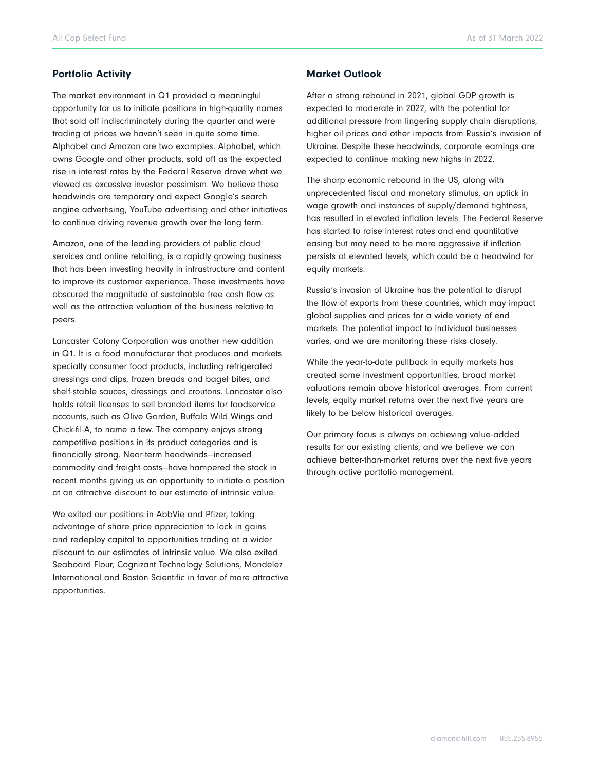## Portfolio Activity

The market environment in Q1 provided a meaningful opportunity for us to initiate positions in high-quality names that sold off indiscriminately during the quarter and were trading at prices we haven't seen in quite some time. Alphabet and Amazon are two examples. Alphabet, which owns Google and other products, sold off as the expected rise in interest rates by the Federal Reserve drove what we viewed as excessive investor pessimism. We believe these headwinds are temporary and expect Google's search engine advertising, YouTube advertising and other initiatives to continue driving revenue growth over the long term.

Amazon, one of the leading providers of public cloud services and online retailing, is a rapidly growing business that has been investing heavily in infrastructure and content to improve its customer experience. These investments have obscured the magnitude of sustainable free cash flow as well as the attractive valuation of the business relative to peers.

Lancaster Colony Corporation was another new addition in Q1. It is a food manufacturer that produces and markets specialty consumer food products, including refrigerated dressings and dips, frozen breads and bagel bites, and shelf-stable sauces, dressings and croutons. Lancaster also holds retail licenses to sell branded items for foodservice accounts, such as Olive Garden, Buffalo Wild Wings and Chick-fil-A, to name a few. The company enjoys strong competitive positions in its product categories and is financially strong. Near-term headwinds—increased commodity and freight costs—have hampered the stock in recent months giving us an opportunity to initiate a position at an attractive discount to our estimate of intrinsic value.

We exited our positions in AbbVie and Pfizer, taking advantage of share price appreciation to lock in gains and redeploy capital to opportunities trading at a wider discount to our estimates of intrinsic value. We also exited Seaboard Flour, Cognizant Technology Solutions, Mondelez International and Boston Scientific in favor of more attractive opportunities.

## Market Outlook

After a strong rebound in 2021, global GDP growth is expected to moderate in 2022, with the potential for additional pressure from lingering supply chain disruptions, higher oil prices and other impacts from Russia's invasion of Ukraine. Despite these headwinds, corporate earnings are expected to continue making new highs in 2022.

The sharp economic rebound in the US, along with unprecedented fiscal and monetary stimulus, an uptick in wage growth and instances of supply/demand tightness, has resulted in elevated inflation levels. The Federal Reserve has started to raise interest rates and end quantitative easing but may need to be more aggressive if inflation persists at elevated levels, which could be a headwind for equity markets.

Russia's invasion of Ukraine has the potential to disrupt the flow of exports from these countries, which may impact global supplies and prices for a wide variety of end markets. The potential impact to individual businesses varies, and we are monitoring these risks closely.

While the year-to-date pullback in equity markets has created some investment opportunities, broad market valuations remain above historical averages. From current levels, equity market returns over the next five years are likely to be below historical averages.

Our primary focus is always on achieving value-added results for our existing clients, and we believe we can achieve better-than-market returns over the next five years through active portfolio management.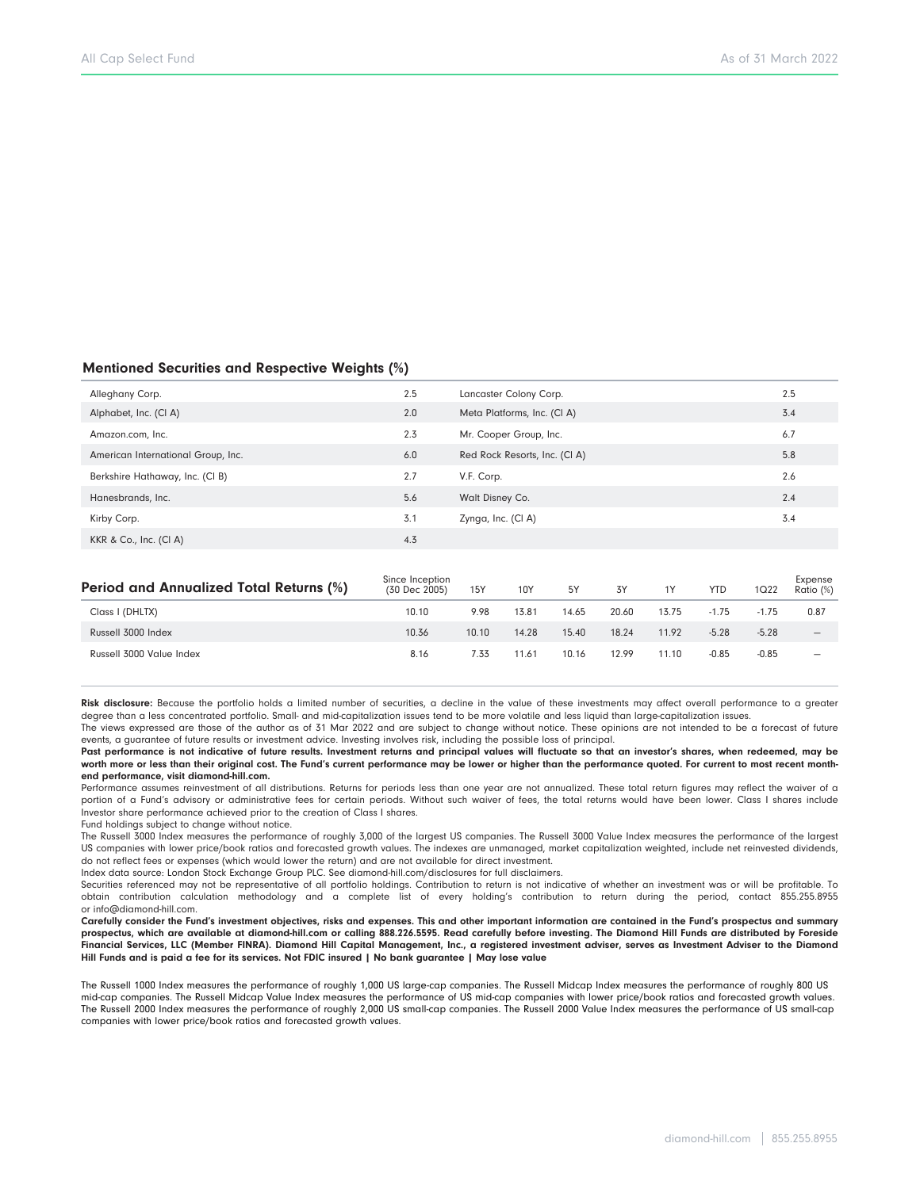### Mentioned Securities and Respective Weights (%)

| | | | |
|---|---|---|---|
| Alleghany Corp. | 2.5 | Lancaster Colony Corp. | 2.5 |
| Alphabet, Inc. (Cl A) | 2.0 | Meta Platforms, Inc. (Cl A) | 3.4 |
| Amazon.com, Inc. | 2.3 | Mr. Cooper Group, Inc. | 6.7 |
| American International Group, Inc. | 6.0 | Red Rock Resorts, Inc. (Cl A) | 5.8 |
| Berkshire Hathaway, Inc. (Cl B) | 2.7 | V.F. Corp. | 2.6 |
| Hanesbrands, Inc. | 5.6 | Walt Disney Co. | 2.4 |
| Kirby Corp. | 3.1 | Zynga, Inc. (Cl A) | 3.4 |
| KKR & Co., Inc. (Cl A) | 4.3 | | |

| Period and Annualized Total Returns (%) | Since Inception (30 Dec 2005) | 15Y | 10Y | 5Y | 3Y | 1Y | YTD | 1Q22 | Expense Ratio (%) |
|---|---|---|---|---|---|---|---|---|---|
| Class I (DHLTX) | 10.10 | 9.98 | 13.81 | 14.65 | 20.60 | 13.75 | -1.75 | -1.75 | 0.87 |
| Russell 3000 Index | 10.36 | 10.10 | 14.28 | 15.40 | 18.24 | 11.92 | -5.28 | -5.28 | — |
| Russell 3000 Value Index | 8.16 | 7.33 | 11.61 | 10.16 | 12.99 | 11.10 | -0.85 | -0.85 | — |

**Risk disclosure:** Because the portfolio holds a limited number of securities, a decline in the value of these investments may affect overall performance to a greater degree than a less concentrated portfolio. Small- and mid-capitalization issues tend to be more volatile and less liquid than large-capitalization issues.

The views expressed are those of the author as of 31 Mar 2022 and are subject to change without notice. These opinions are not intended to be a forecast of future events, a guarantee of future results or investment advice. Investing involves risk, including the possible loss of principal.

**Past performance is not indicative of future results. Investment returns and principal values will fluctuate so that an investor's shares, when redeemed, may be worth more or less than their original cost. The Fund's current performance may be lower or higher than the performance quoted. For current to most recent month-end performance, visit diamond-hill.com.**

Performance assumes reinvestment of all distributions. Returns for periods less than one year are not annualized. These total return figures may reflect the waiver of a portion of a Fund's advisory or administrative fees for certain periods. Without such waiver of fees, the total returns would have been lower. Class I shares include Investor share performance achieved prior to the creation of Class I shares.

Fund holdings subject to change without notice.

The Russell 3000 Index measures the performance of roughly 3,000 of the largest US companies. The Russell 3000 Value Index measures the performance of the largest US companies with lower price/book ratios and forecasted growth values. The indexes are unmanaged, market capitalization weighted, include net reinvested dividends, do not reflect fees or expenses (which would lower the return) and are not available for direct investment.

Index data source: London Stock Exchange Group PLC. See diamond-hill.com/disclosures for full disclaimers.

Securities referenced may not be representative of all portfolio holdings. Contribution to return is not indicative of whether an investment was or will be profitable. To obtain contribution calculation methodology and a complete list of every holding's contribution to return during the period, contact 855.255.8955 or info@diamond-hill.com.

**Carefully consider the Fund's investment objectives, risks and expenses. This and other important information are contained in the Fund's prospectus and summary prospectus, which are available at diamond-hill.com or calling 888.226.5595. Read carefully before investing. The Diamond Hill Funds are distributed by Foreside Financial Services, LLC (Member FINRA). Diamond Hill Capital Management, Inc., a registered investment adviser, serves as Investment Adviser to the Diamond Hill Funds and is paid a fee for its services. Not FDIC insured | No bank guarantee | May lose value**

The Russell 1000 Index measures the performance of roughly 1,000 US large-cap companies. The Russell Midcap Index measures the performance of roughly 800 US mid-cap companies. The Russell Midcap Value Index measures the performance of US mid-cap companies with lower price/book ratios and forecasted growth values. The Russell 2000 Index measures the performance of roughly 2,000 US small-cap companies. The Russell 2000 Value Index measures the performance of US small-cap companies with lower price/book ratios and forecasted growth values.